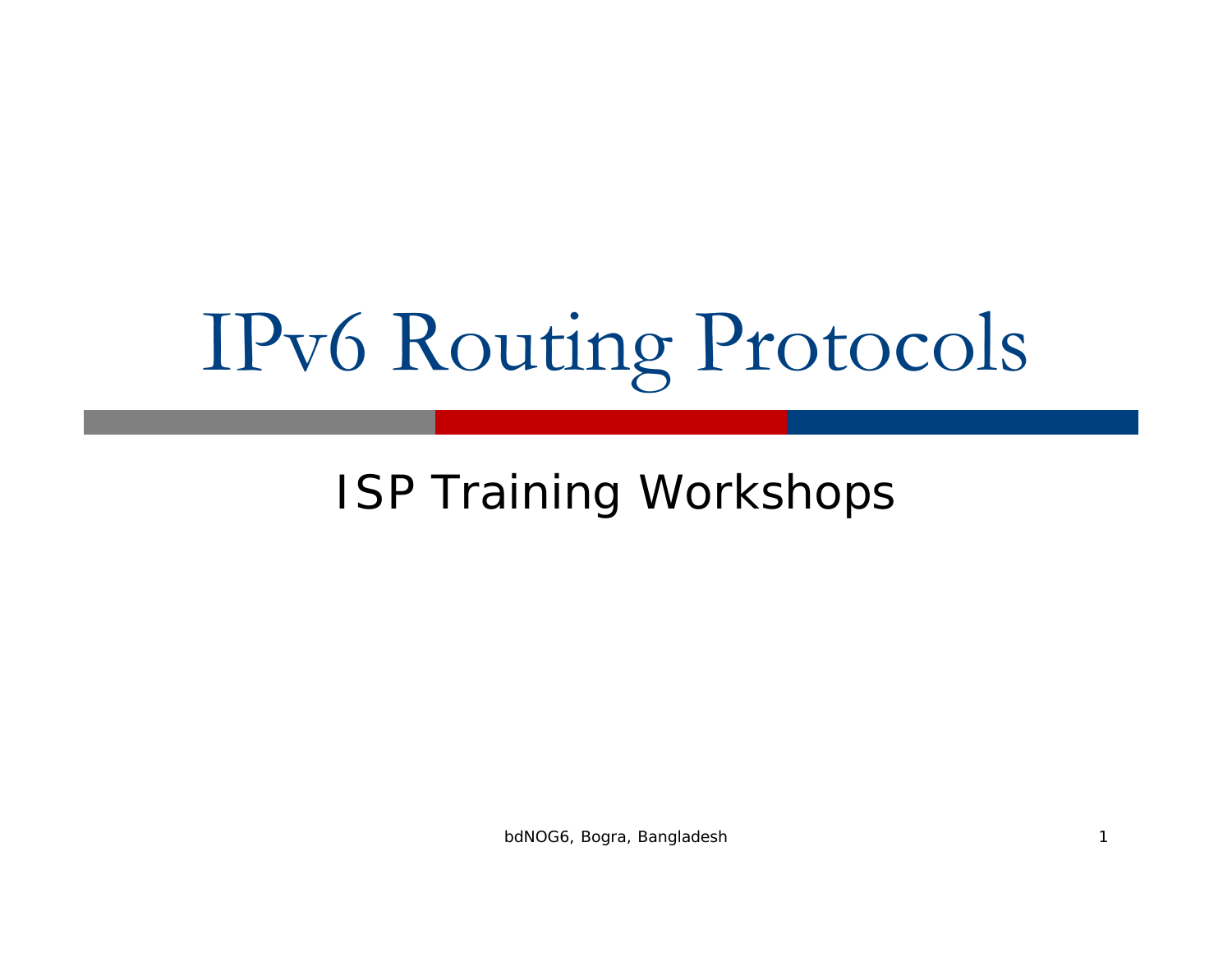# IPv6 Routing Protocols

ISP Training Workshops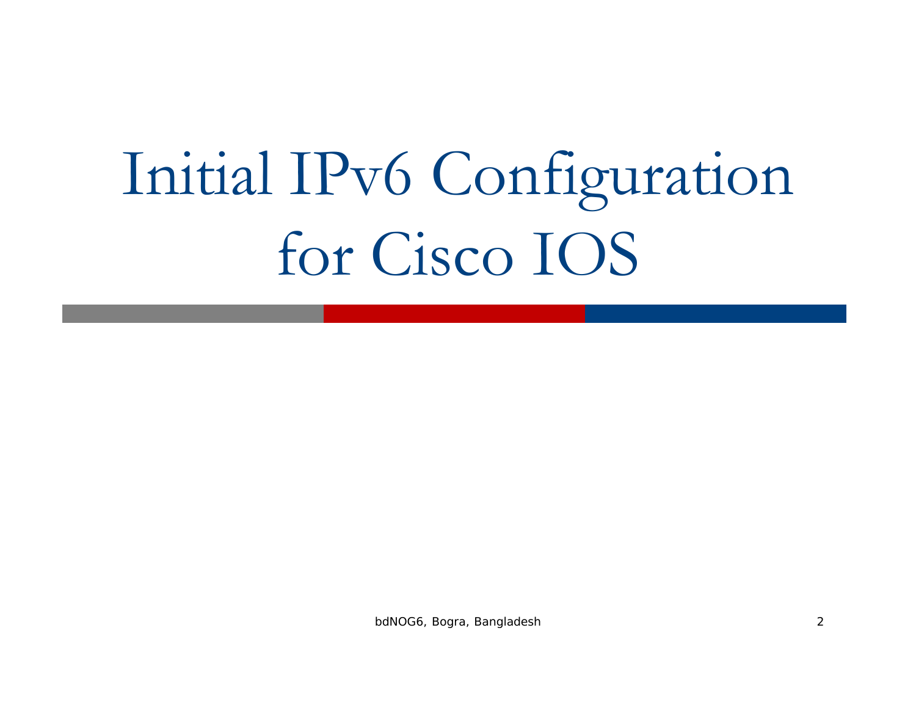# Initial IPv6 Configuration for Cisco IOS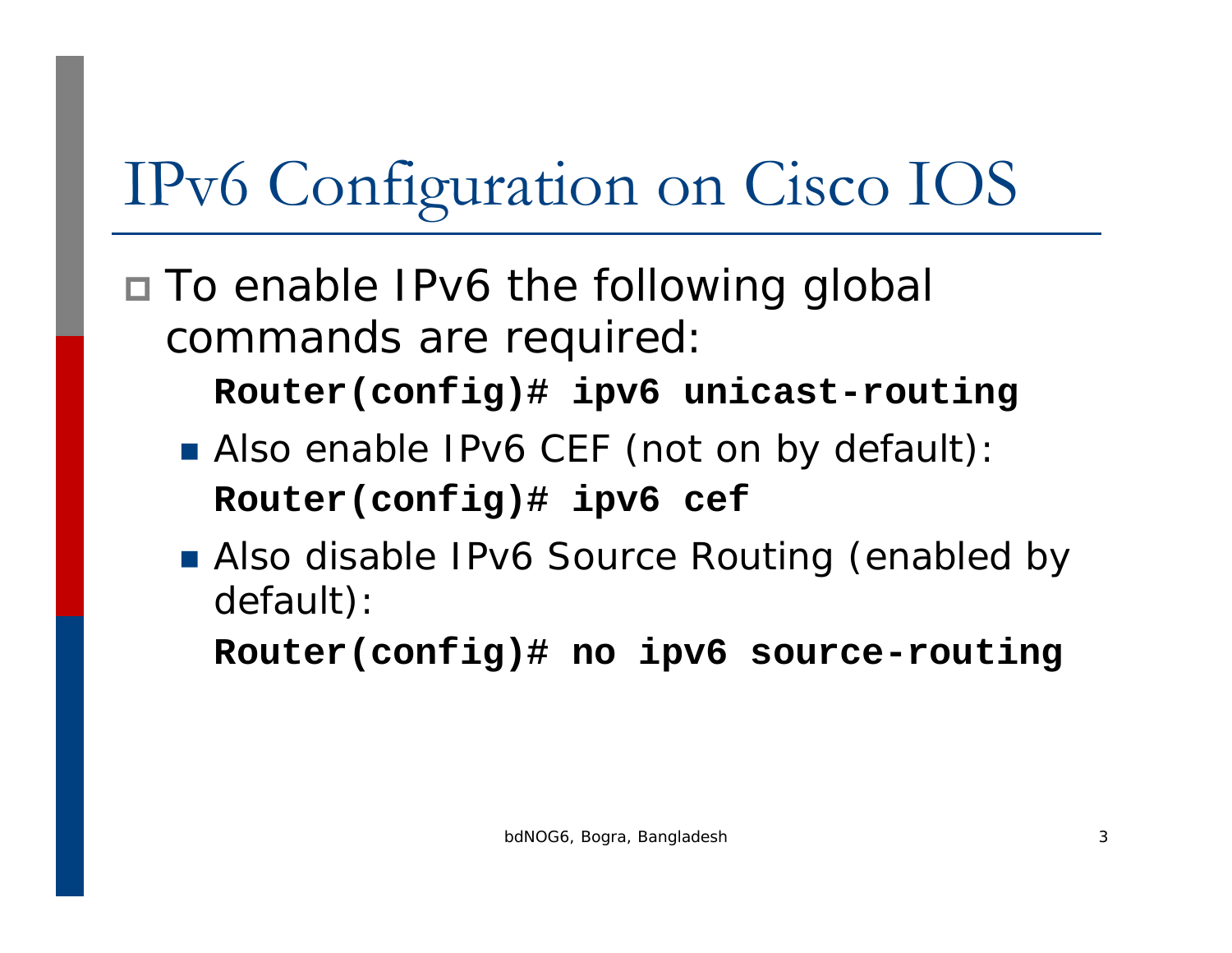# IPv6 Configuration on Cisco IOS

- To enable IPv6 the following global commands are required:

  ```
  Router(config)# ipv6 unicast-routing
  ```

  - Also enable IPv6 CEF (not on by default):

    ```
    Router(config)# ipv6 cef
    ```

  - Also disable IPv6 Source Routing (enabled by default):

    ```
    Router(config)# no ipv6 source-routing
    ```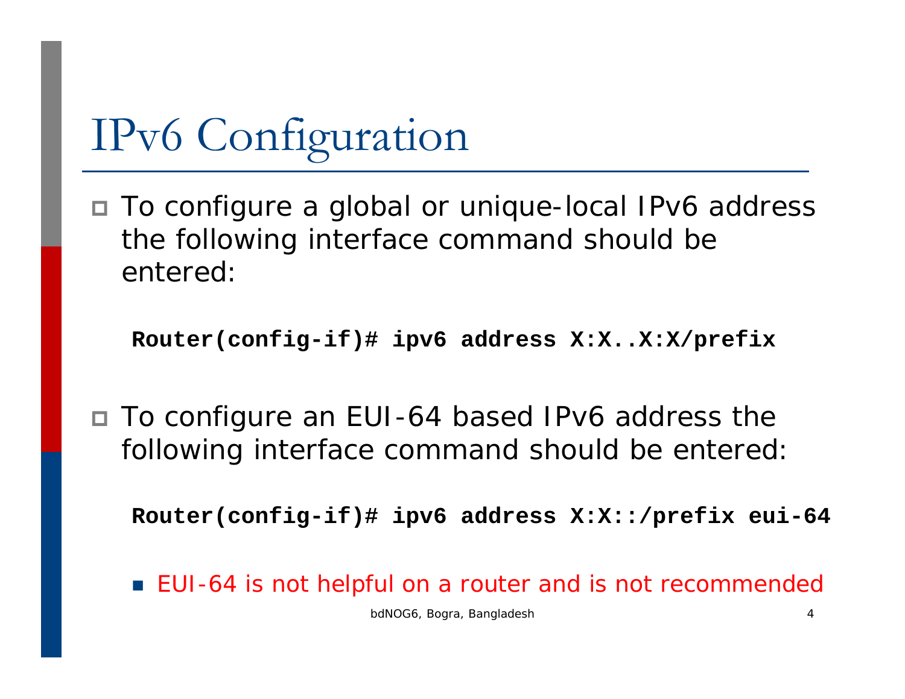# IPv6 Configuration

- To configure a global or unique-local IPv6 address the following interface command should be entered:

```
Router(config-if)# ipv6 address X:X..X:X/prefix
```

- To configure an EUI-64 based IPv6 address the following interface command should be entered:

```
Router(config-if)# ipv6 address X:X::/prefix eui-64
```

  - EUI-64 is not helpful on a router and is not recommended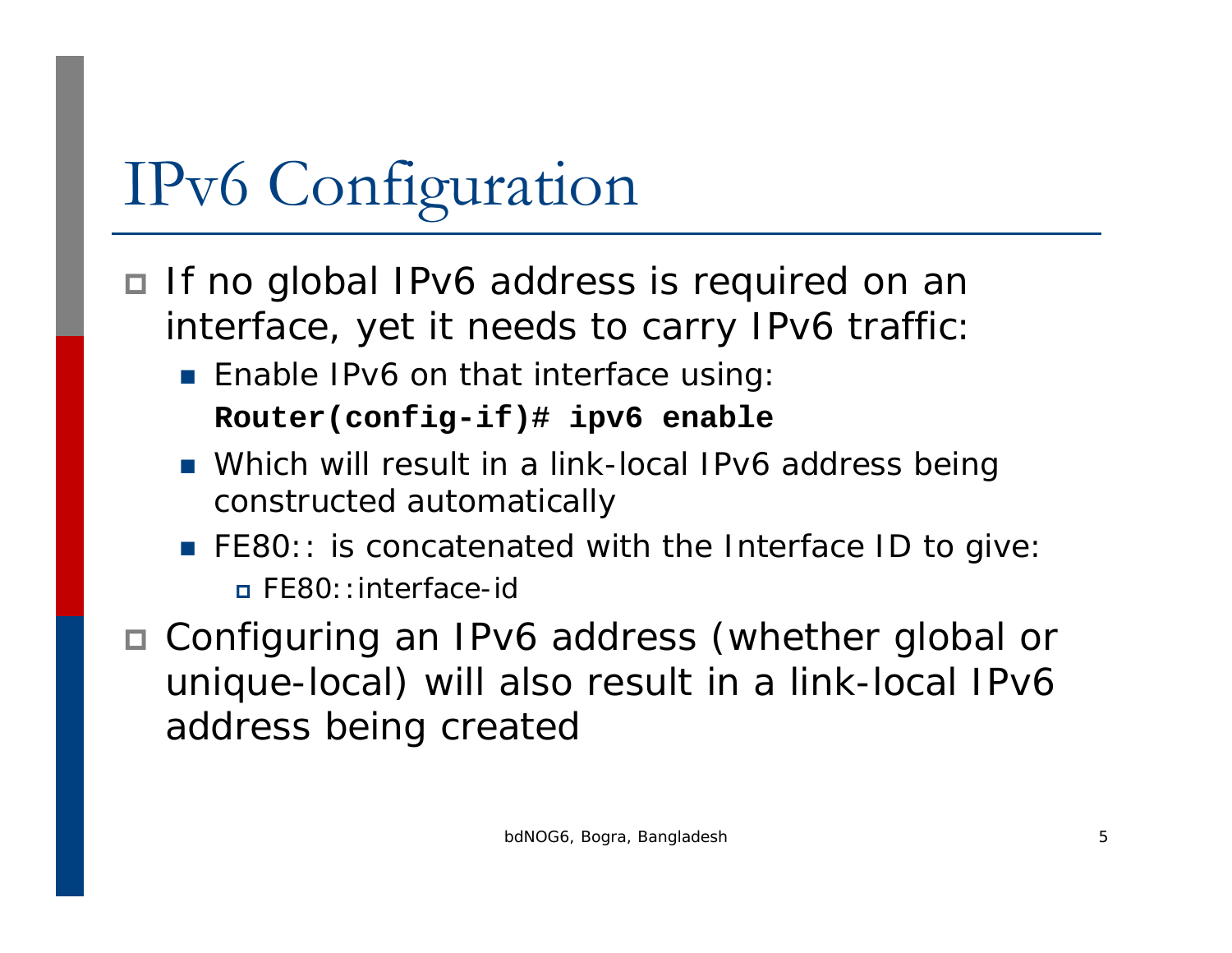# IPv6 Configuration

- If no global IPv6 address is required on an interface, yet it needs to carry IPv6 traffic:
  - Enable IPv6 on that interface using:
    **Router(config-if)# ipv6 enable**
  - Which will result in a link-local IPv6 address being constructed automatically
  - FE80:: is concatenated with the Interface ID to give:
    - FE80::interface-id
- Configuring an IPv6 address (whether global or unique-local) will also result in a link-local IPv6 address being created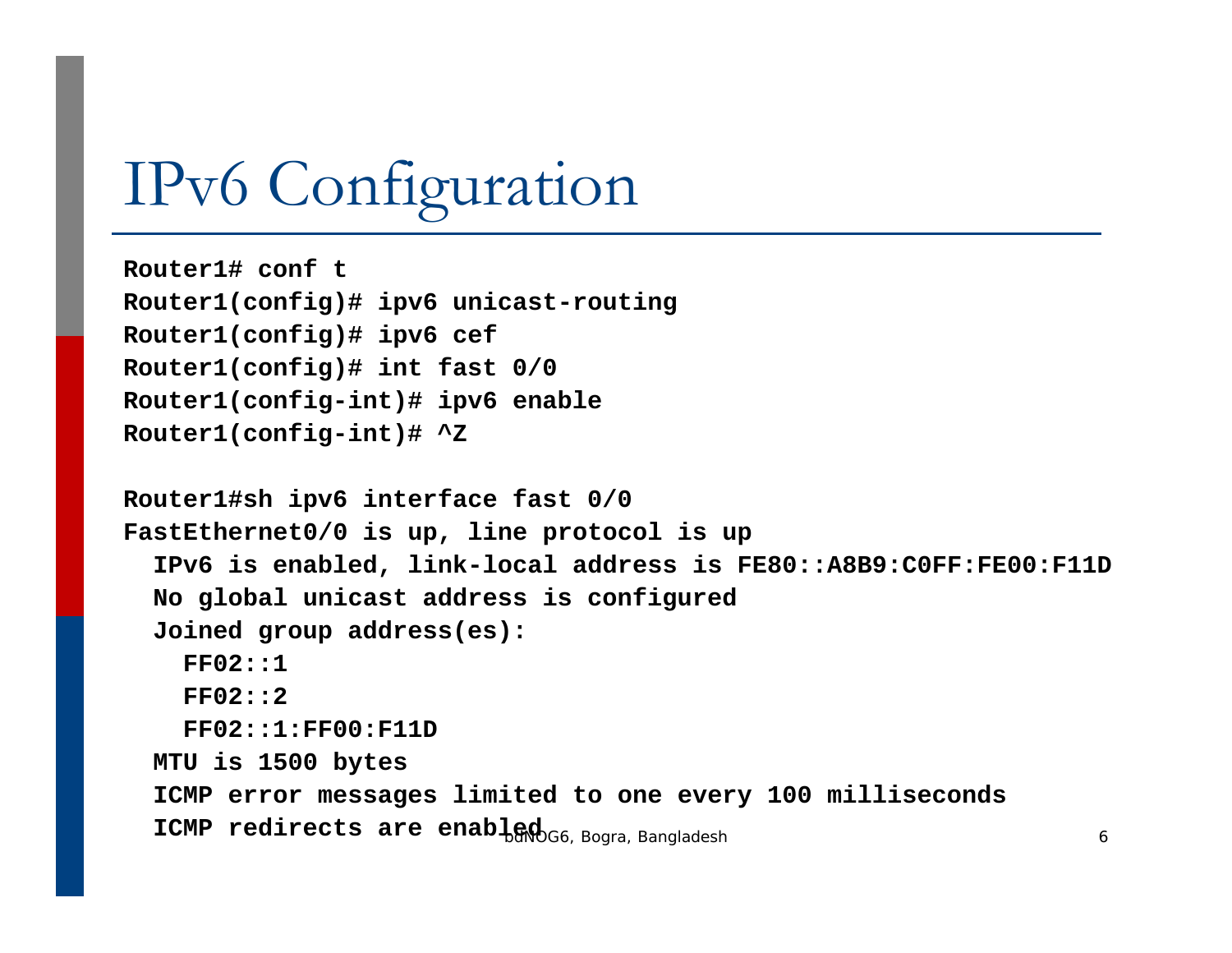# IPv6 Configuration

```
Router1# conf t
Router1(config)# ipv6 unicast-routing
Router1(config)# ipv6 cef
Router1(config)# int fast 0/0
Router1(config-int)# ipv6 enable
Router1(config-int)# ^Z

Router1#sh ipv6 interface fast 0/0
FastEthernet0/0 is up, line protocol is up
  IPv6 is enabled, link-local address is FE80::A8B9:C0FF:FE00:F11D
  No global unicast address is configured
  Joined group address(es):
    FF02::1
    FF02::2
    FF02::1:FF00:F11D
  MTU is 1500 bytes
  ICMP error messages limited to one every 100 milliseconds
  ICMP redirects are enabled
```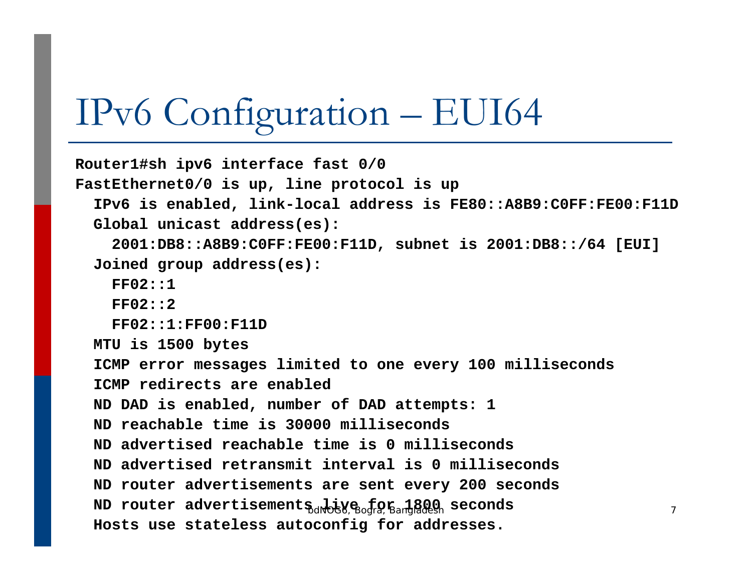# IPv6 Configuration – EUI64

```
Router1#sh ipv6 interface fast 0/0
FastEthernet0/0 is up, line protocol is up
  IPv6 is enabled, link-local address is FE80::A8B9:C0FF:FE00:F11D
  Global unicast address(es):
    2001:DB8::A8B9:C0FF:FE00:F11D, subnet is 2001:DB8::/64 [EUI]
  Joined group address(es):
    FF02::1
    FF02::2
    FF02::1:FF00:F11D
  MTU is 1500 bytes
  ICMP error messages limited to one every 100 milliseconds
  ICMP redirects are enabled
  ND DAD is enabled, number of DAD attempts: 1
  ND reachable time is 30000 milliseconds
  ND advertised reachable time is 0 milliseconds
  ND advertised retransmit interval is 0 milliseconds
  ND router advertisements are sent every 200 seconds
  ND router advertisements live for 1800 seconds
  Hosts use stateless autoconfig for addresses.
```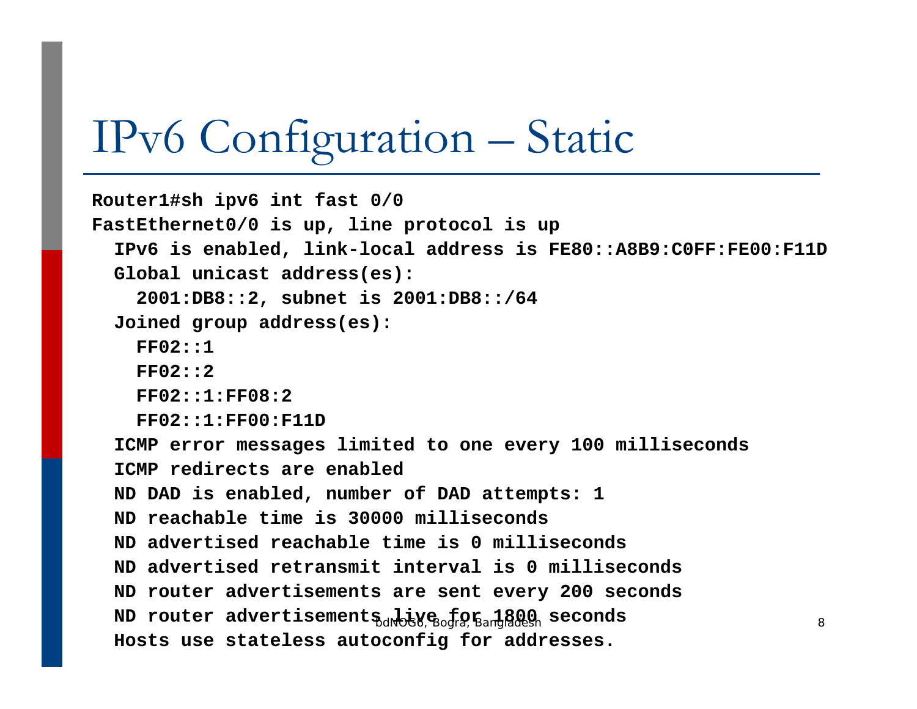# IPv6 Configuration – Static

```
Router1#sh ipv6 int fast 0/0
FastEthernet0/0 is up, line protocol is up
  IPv6 is enabled, link-local address is FE80::A8B9:C0FF:FE00:F11D
  Global unicast address(es):
    2001:DB8::2, subnet is 2001:DB8::/64
  Joined group address(es):
    FF02::1
    FF02::2
    FF02::1:FF08:2
    FF02::1:FF00:F11D
  ICMP error messages limited to one every 100 milliseconds
  ICMP redirects are enabled
  ND DAD is enabled, number of DAD attempts: 1
  ND reachable time is 30000 milliseconds
  ND advertised reachable time is 0 milliseconds
  ND advertised retransmit interval is 0 milliseconds
  ND router advertisements are sent every 200 seconds
  ND router advertisements live for 1800 seconds
  Hosts use stateless autoconfig for addresses.
```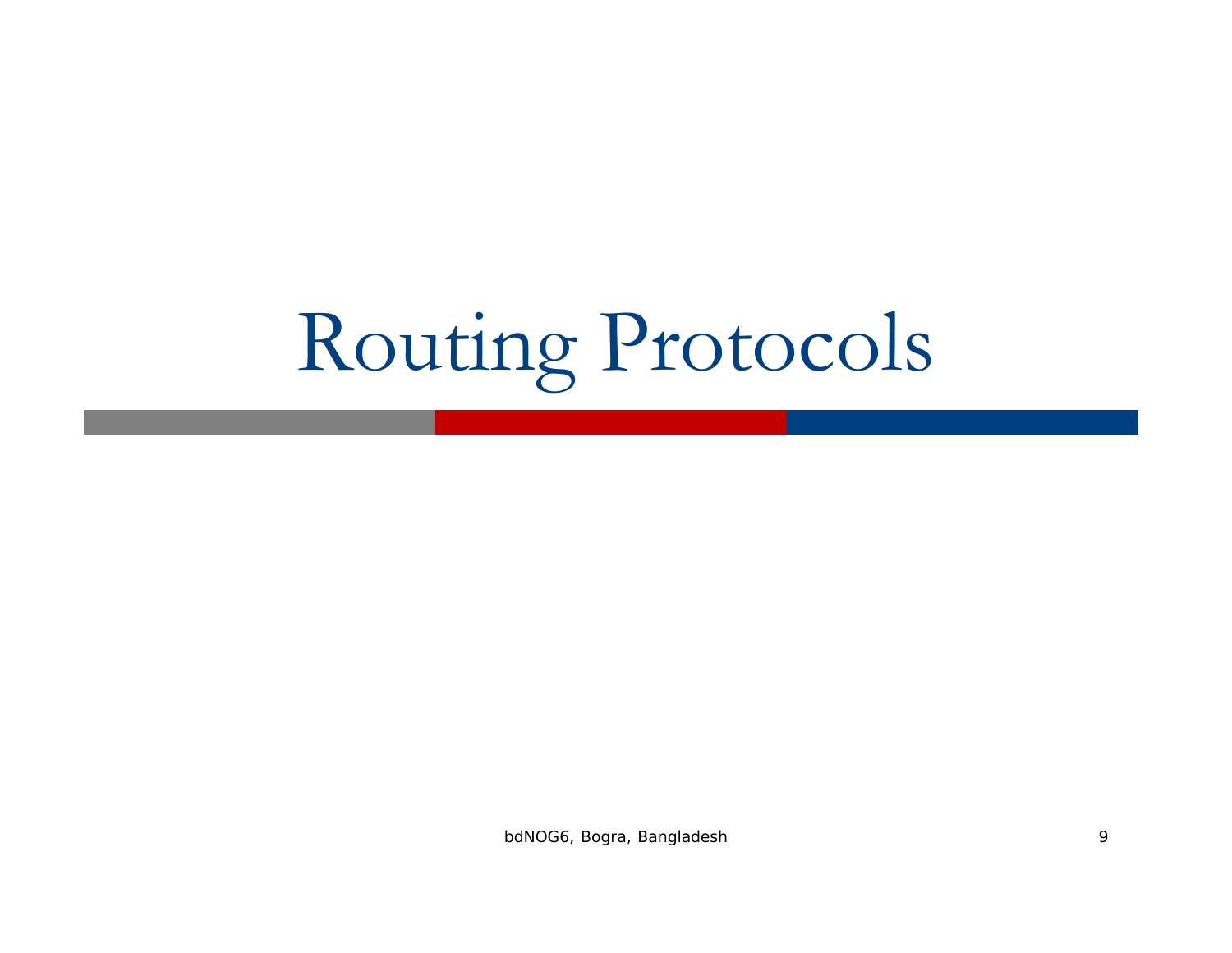# Routing Protocols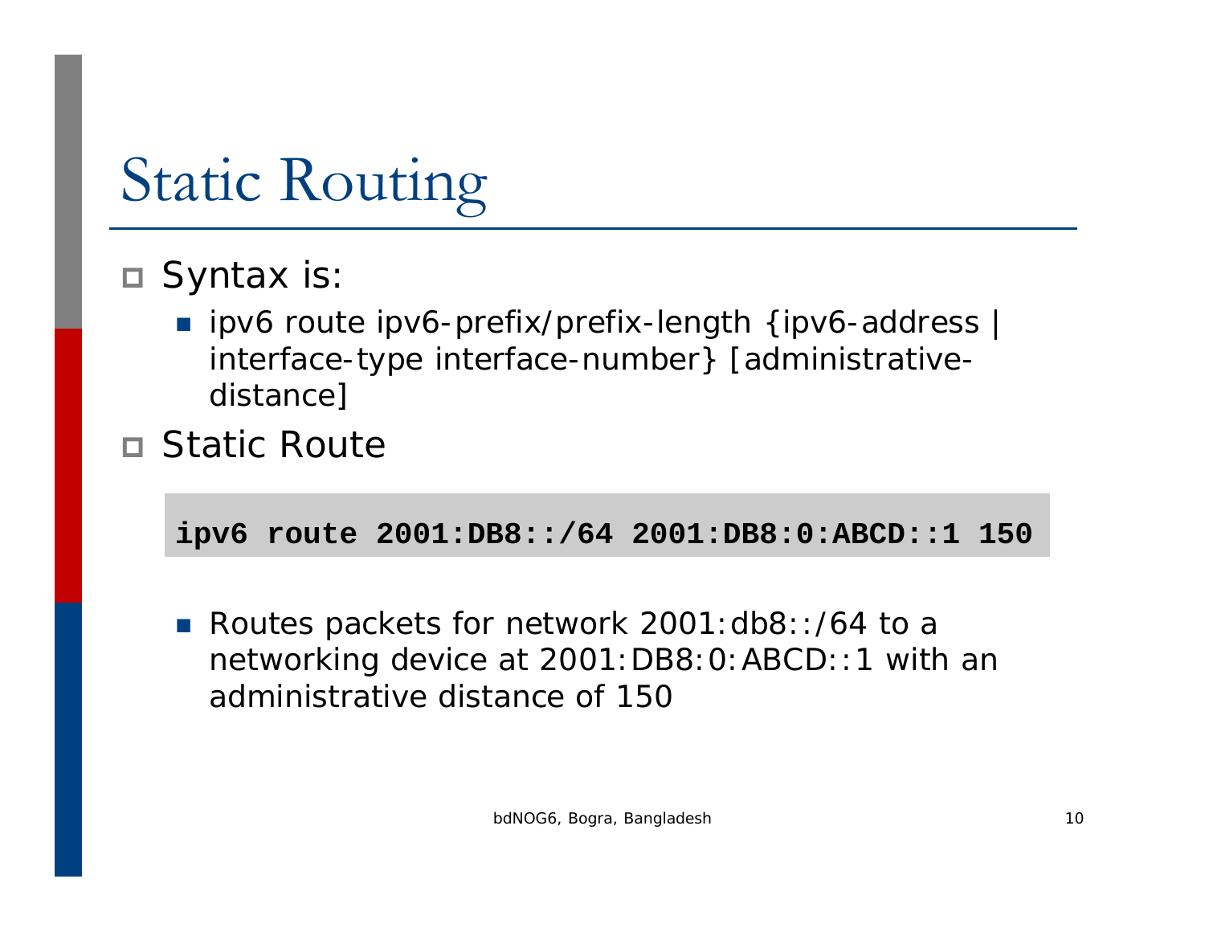# Static Routing

- Syntax is:
  - ipv6 route ipv6-prefix/prefix-length {ipv6-address | interface-type interface-number} [administrative-distance]
- Static Route

```
ipv6 route 2001:DB8::/64 2001:DB8:0:ABCD::1 150
```

  - Routes packets for network 2001:db8::/64 to a networking device at 2001:DB8:0:ABCD::1 with an administrative distance of 150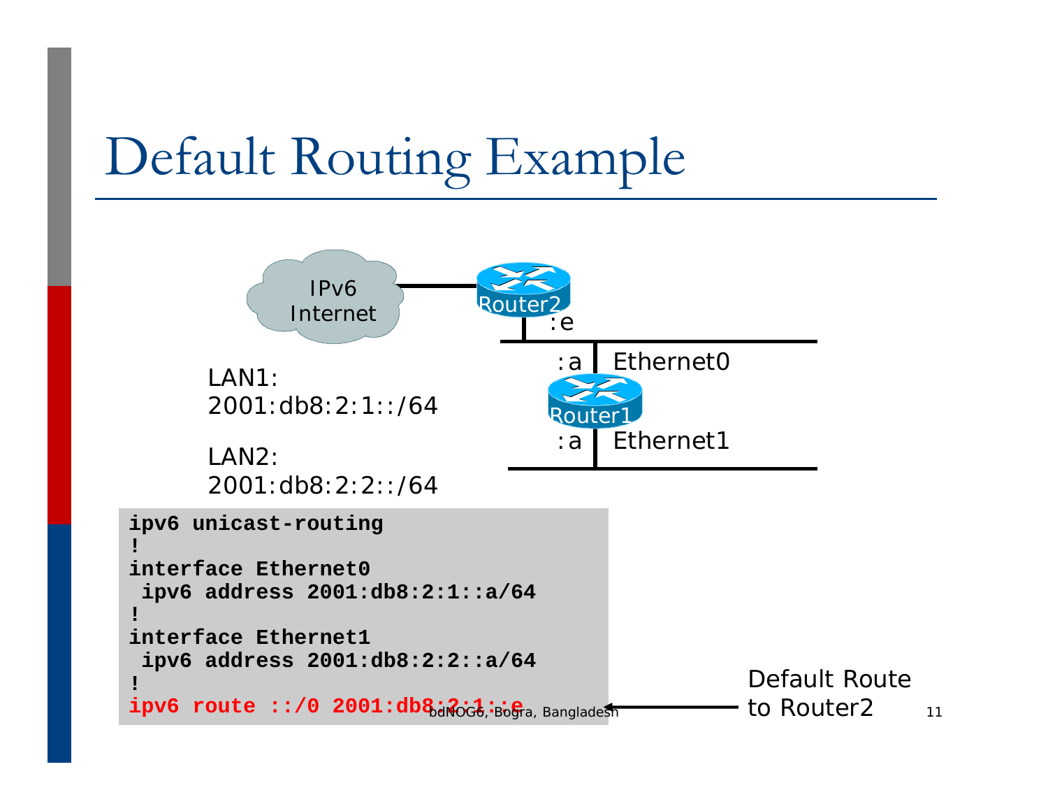# Default Routing Example

IPv6 Internet

Router2

:e

:a Ethernet0

Router1

:a Ethernet1

LAN1:
2001:db8:2:1::/64

LAN2:
2001:db8:2:2::/64

```
ipv6 unicast-routing
!
interface Ethernet0
 ipv6 address 2001:db8:2:1::a/64
!
interface Ethernet1
 ipv6 address 2001:db8:2:2::a/64
!
ipv6 route ::/0 2001:db8:2:1::e
```

Default Route to Router2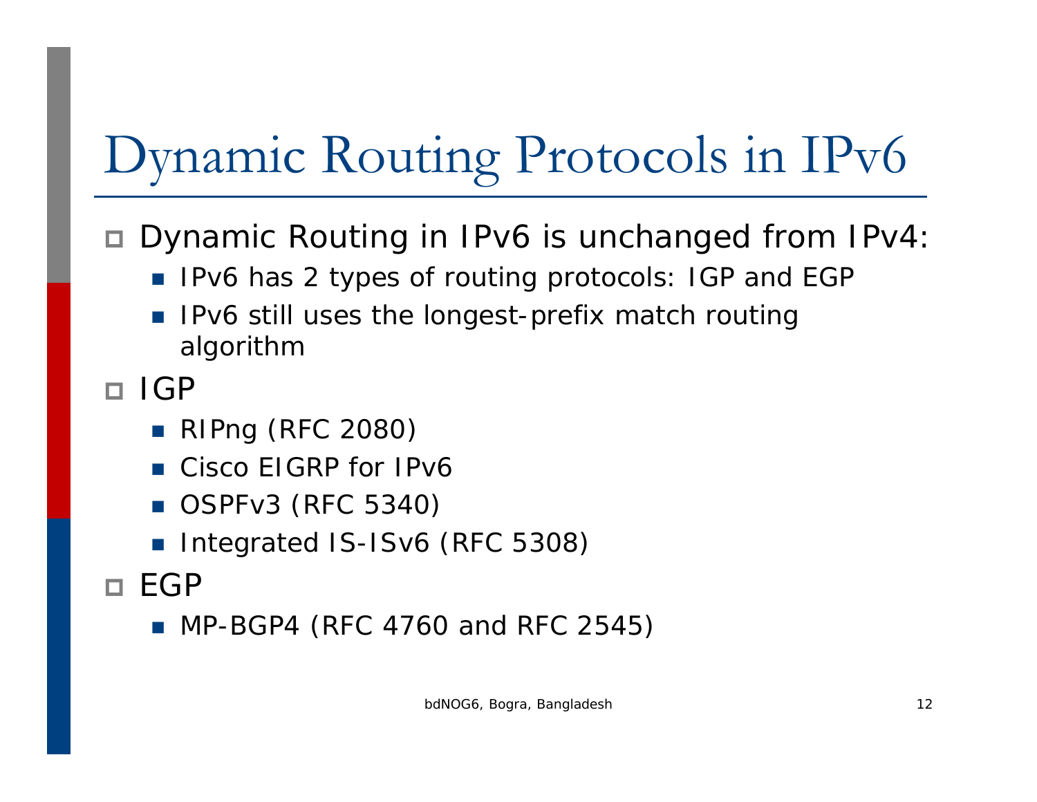# Dynamic Routing Protocols in IPv6

- Dynamic Routing in IPv6 is unchanged from IPv4:
  - IPv6 has 2 types of routing protocols: IGP and EGP
  - IPv6 still uses the longest-prefix match routing algorithm
- IGP
  - RIPng (RFC 2080)
  - Cisco EIGRP for IPv6
  - OSPFv3 (RFC 5340)
  - Integrated IS-ISv6 (RFC 5308)
- EGP
  - MP-BGP4 (RFC 4760 and RFC 2545)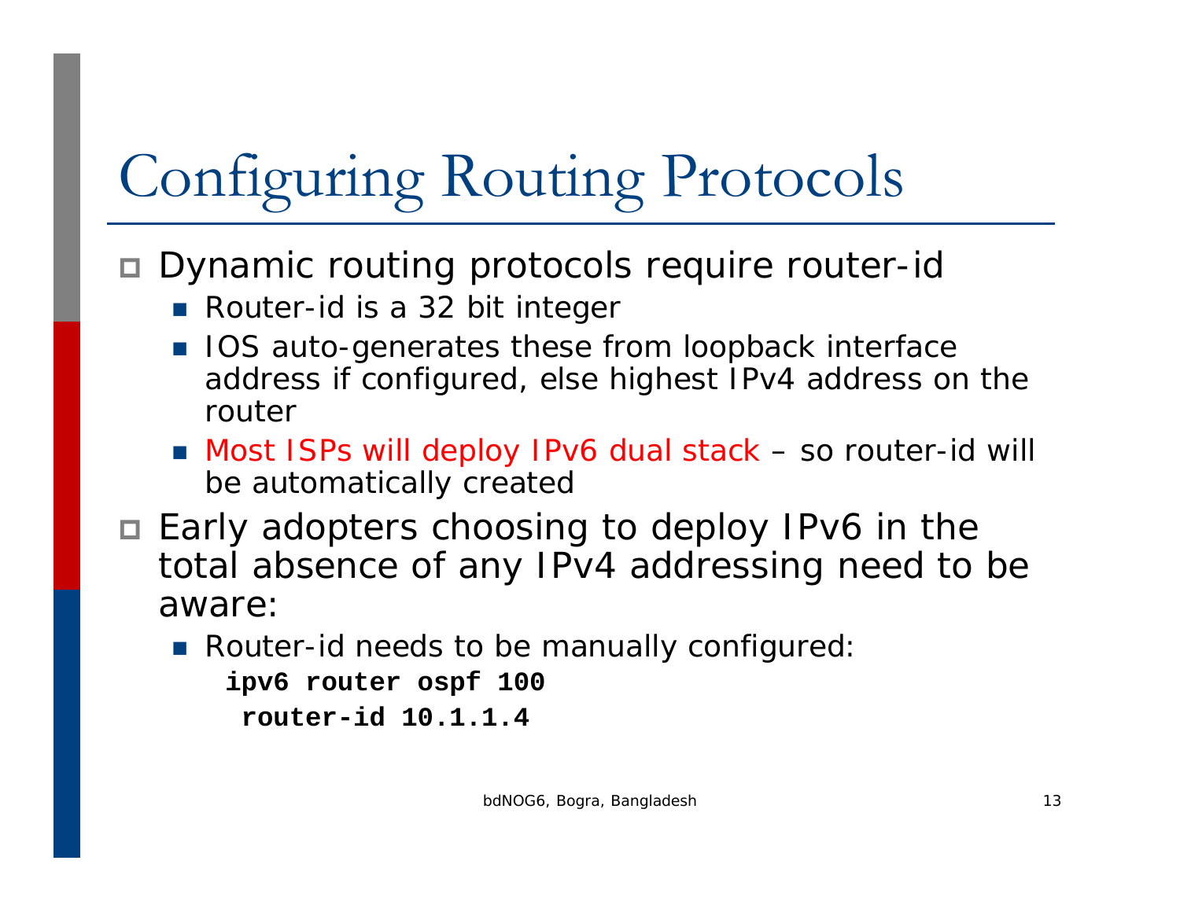# Configuring Routing Protocols

- Dynamic routing protocols require router-id
  - Router-id is a 32 bit integer
  - IOS auto-generates these from loopback interface address if configured, else highest IPv4 address on the router
  - Most ISPs will deploy IPv6 dual stack – so router-id will be automatically created
- Early adopters choosing to deploy IPv6 in the total absence of any IPv4 addressing need to be aware:
  - Router-id needs to be manually configured:

```
ipv6 router ospf 100
 router-id 10.1.1.4
```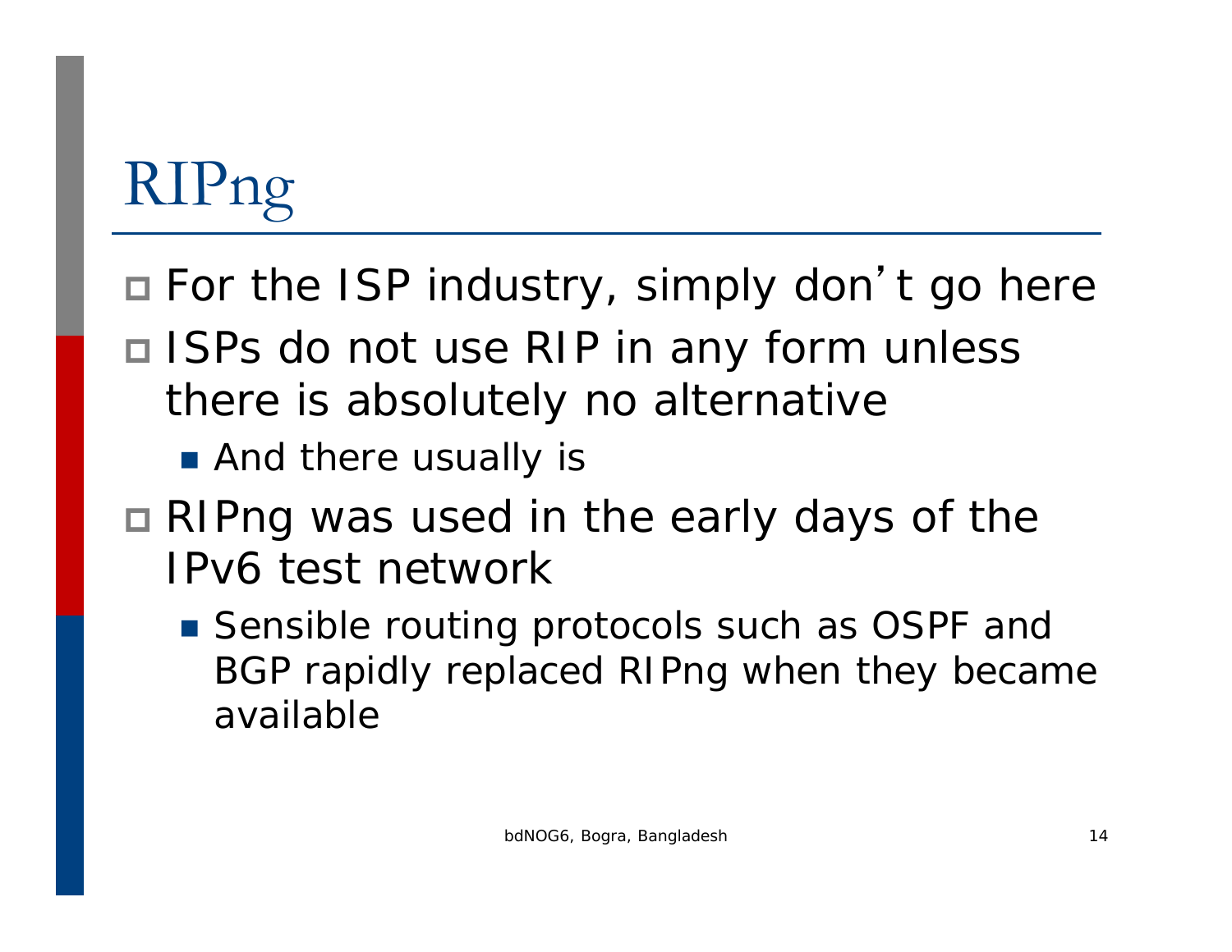# RIPng

- For the ISP industry, simply don't go here
- ISPs do not use RIP in any form unless there is absolutely no alternative
  - And there usually is
- RIPng was used in the early days of the IPv6 test network
  - Sensible routing protocols such as OSPF and BGP rapidly replaced RIPng when they became available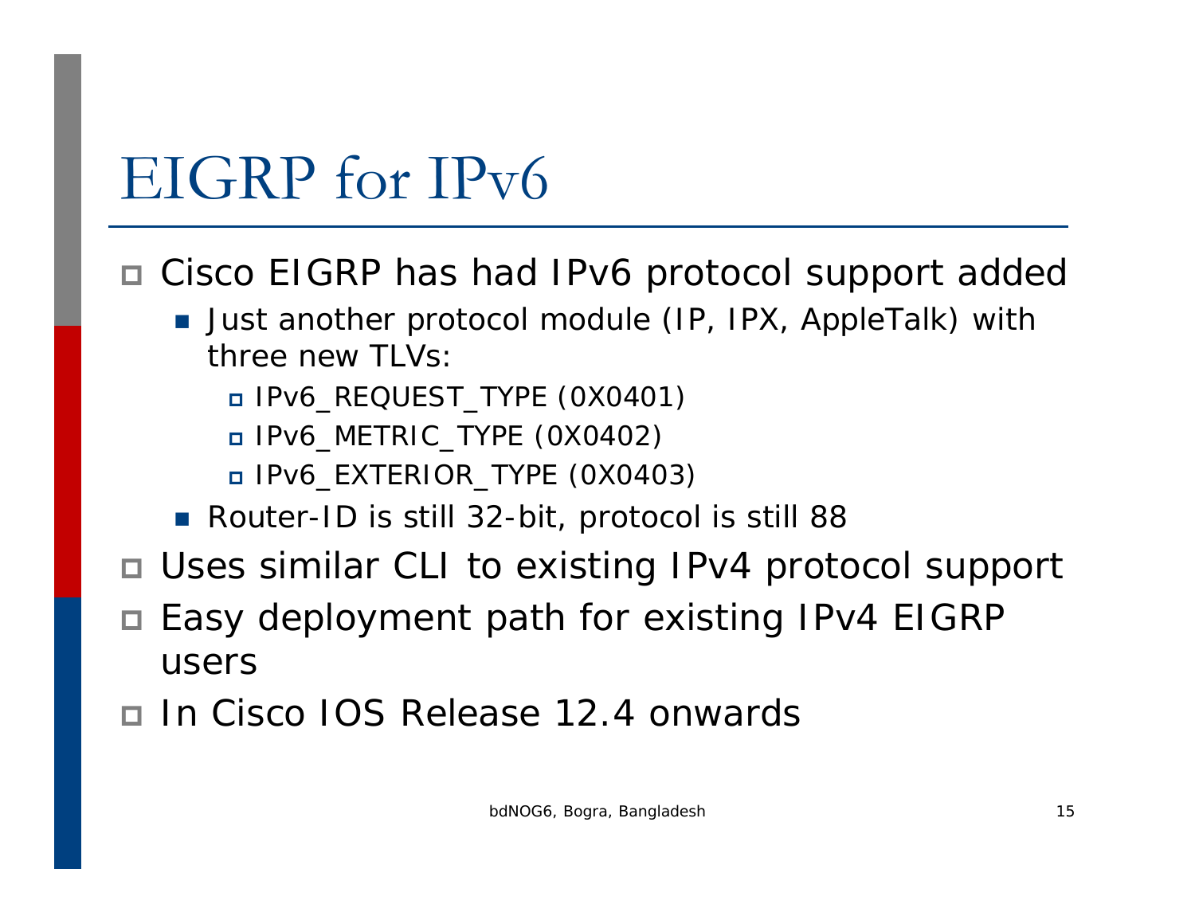# EIGRP for IPv6

- Cisco EIGRP has had IPv6 protocol support added
  - Just another protocol module (IP, IPX, AppleTalk) with three new TLVs:
    - IPv6_REQUEST_TYPE (0X0401)
    - IPv6_METRIC_TYPE (0X0402)
    - IPv6_EXTERIOR_TYPE (0X0403)
  - Router-ID is still 32-bit, protocol is still 88
- Uses similar CLI to existing IPv4 protocol support
- Easy deployment path for existing IPv4 EIGRP users
- In Cisco IOS Release 12.4 onwards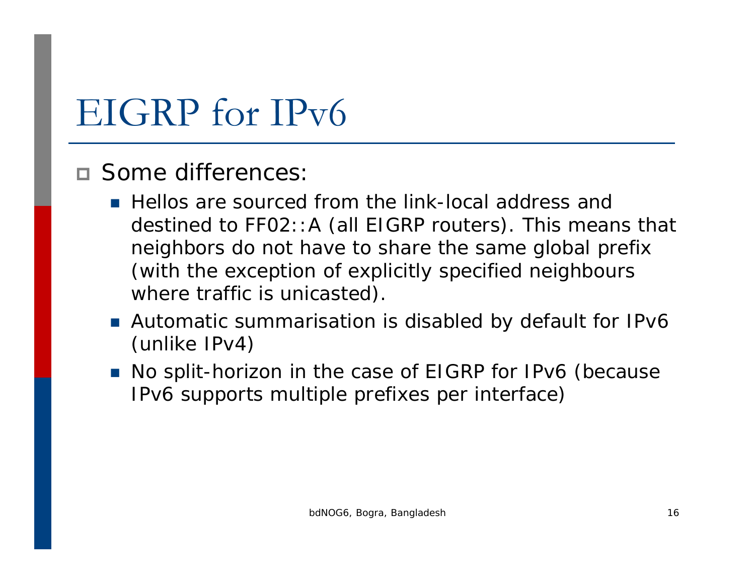# EIGRP for IPv6

- Some differences:
  - Hellos are sourced from the link-local address and destined to FF02::A (all EIGRP routers). This means that neighbors do not have to share the same global prefix (with the exception of explicitly specified neighbours where traffic is unicasted).
  - Automatic summarisation is disabled by default for IPv6 (unlike IPv4)
  - No split-horizon in the case of EIGRP for IPv6 (because IPv6 supports multiple prefixes per interface)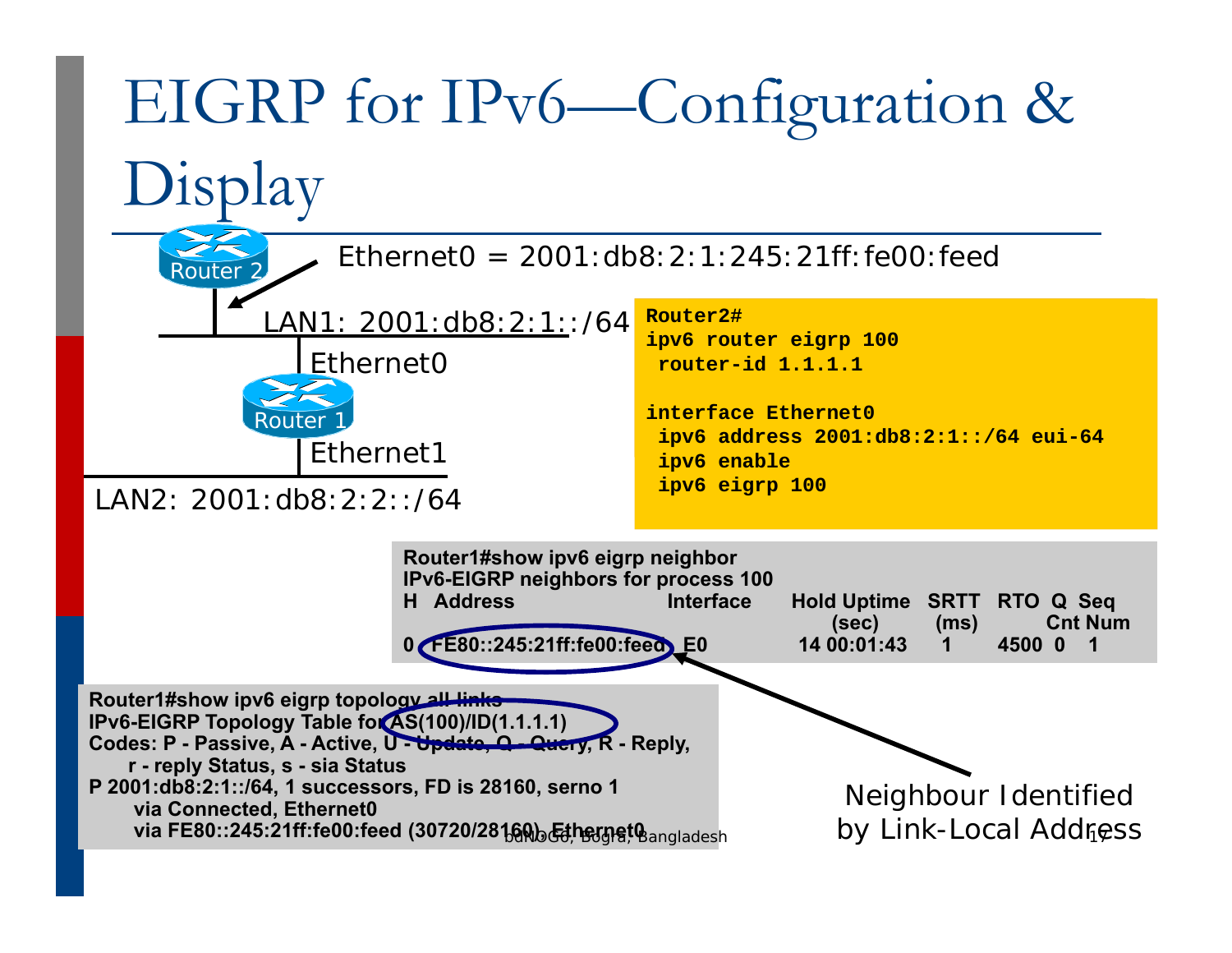# EIGRP for IPv6—Configuration & Display

Ethernet0 = 2001:db8:2:1:245:21ff:fe00:feed

Router 2

LAN1: 2001:db8:2:1::/64

Ethernet0

Router 1

Ethernet1

LAN2: 2001:db8:2:2::/64

```
Router2#
ipv6 router eigrp 100
 router-id 1.1.1.1

interface Ethernet0
 ipv6 address 2001:db8:2:1::/64 eui-64
 ipv6 enable
 ipv6 eigrp 100
```

```
Router1#show ipv6 eigrp neighbor
IPv6-EIGRP neighbors for process 100
H   Address                   Interface   Hold Uptime   SRTT   RTO  Q  Seq
                                          (sec)         (ms)        Cnt Num
0   FE80::245:21ff:fe00:feed  E0          14 00:01:43   1      4500 0  1
```

```
Router1#show ipv6 eigrp topology all-links
IPv6-EIGRP Topology Table for AS(100)/ID(1.1.1.1)
Codes: P - Passive, A - Active, U - Update, Q - Query, R - Reply,
       r - reply Status, s - sia Status
P 2001:db8:2:1::/64, 1 successors, FD is 28160, serno 1
        via Connected, Ethernet0
        via FE80::245:21ff:fe00:feed (30720/28160), Ethernet0
```

Neighbour Identified by Link-Local Address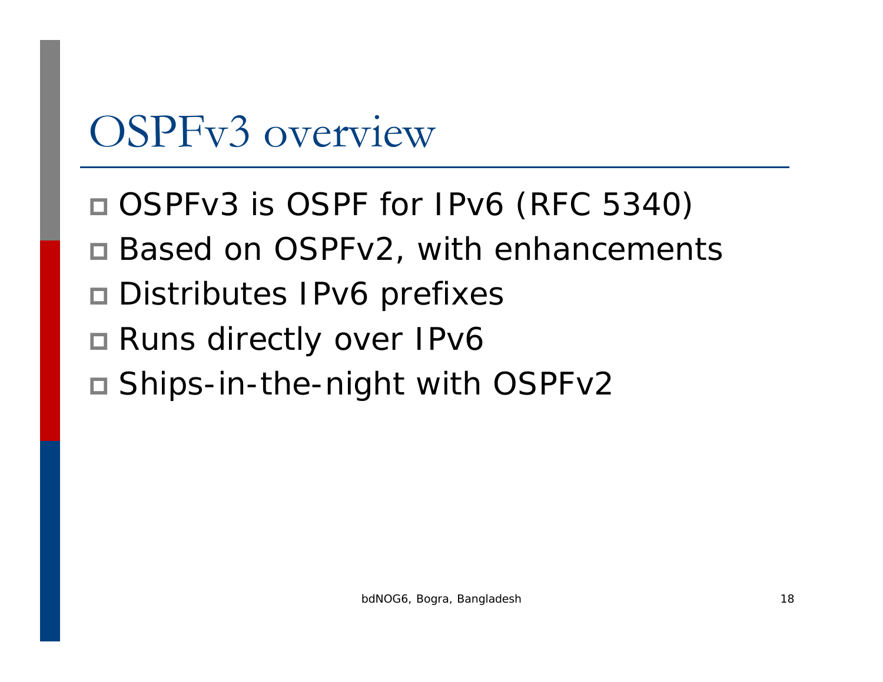# OSPFv3 overview

- OSPFv3 is OSPF for IPv6 (RFC 5340)
- Based on OSPFv2, with enhancements
- Distributes IPv6 prefixes
- Runs directly over IPv6
- Ships-in-the-night with OSPFv2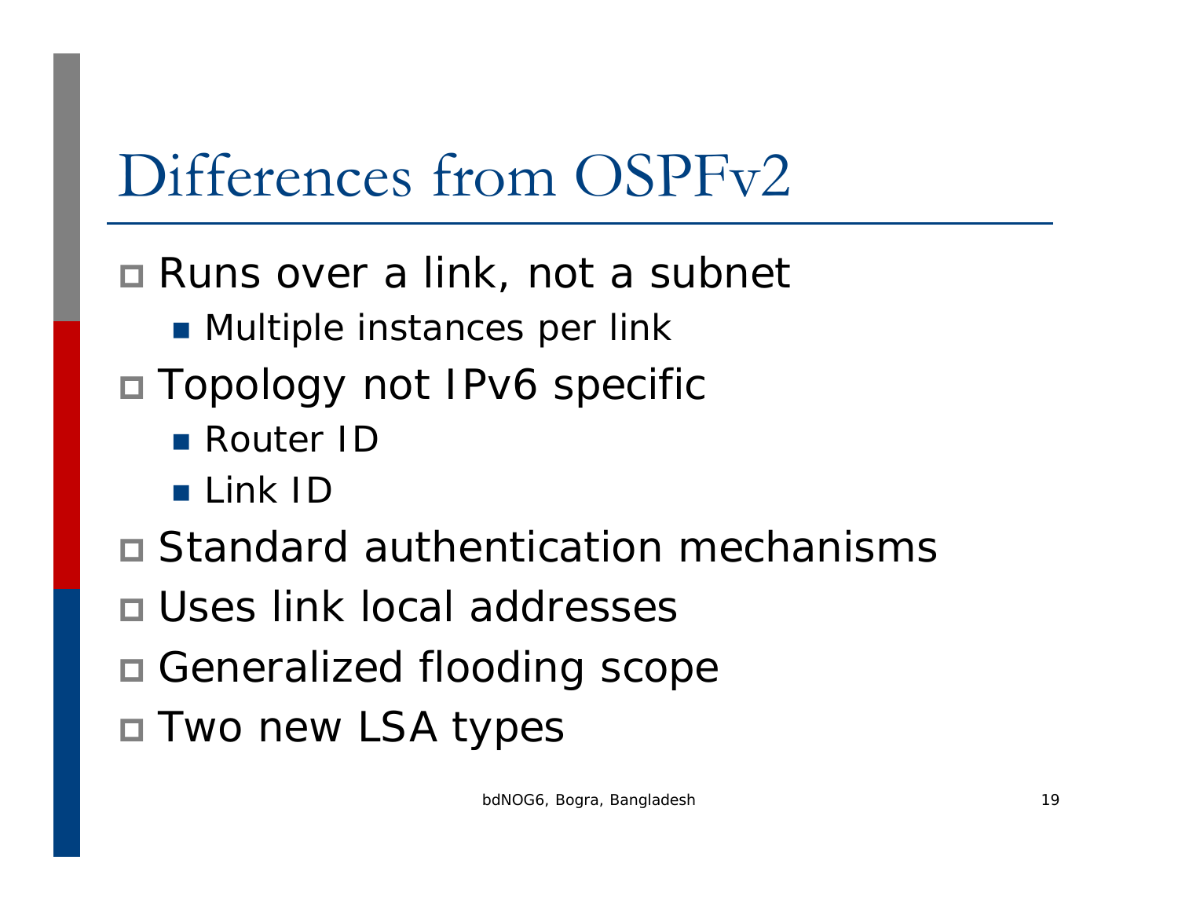# Differences from OSPFv2

- Runs over a link, not a subnet
  - Multiple instances per link
- Topology not IPv6 specific
  - Router ID
  - Link ID
- Standard authentication mechanisms
- Uses link local addresses
- Generalized flooding scope
- Two new LSA types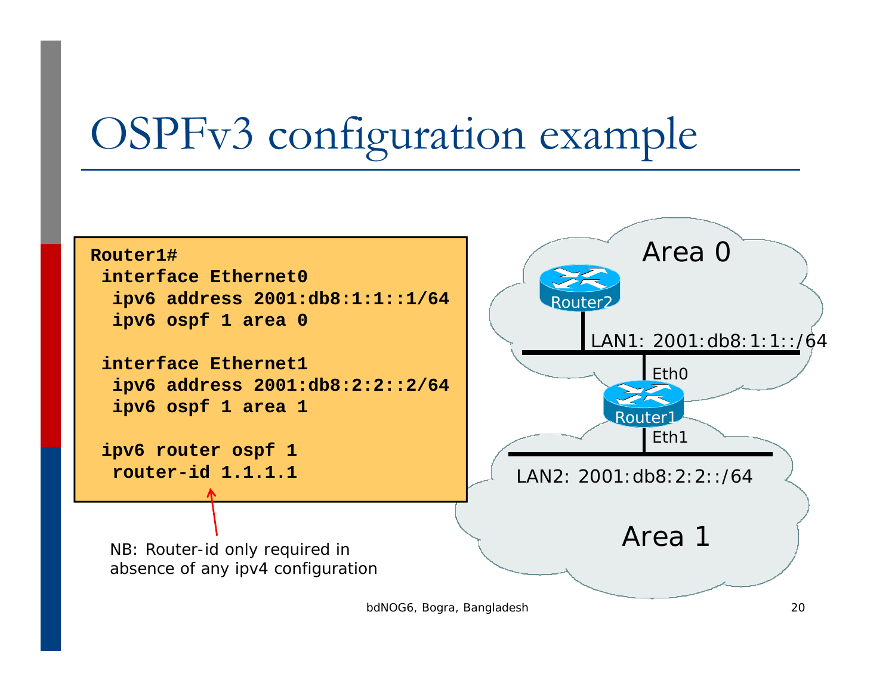# OSPFv3 configuration example

```
Router1#
 interface Ethernet0
  ipv6 address 2001:db8:1:1::1/64
  ipv6 ospf 1 area 0

 interface Ethernet1
  ipv6 address 2001:db8:2:2::2/64
  ipv6 ospf 1 area 1

 ipv6 router ospf 1
  router-id 1.1.1.1
```

NB: Router-id only required in absence of any ipv4 configuration

Area 0

Router2

LAN1: 2001:db8:1:1::/64

Eth0

Router1

Eth1

LAN2: 2001:db8:2:2::/64

Area 1

bdNOG6, Bogra, Bangladesh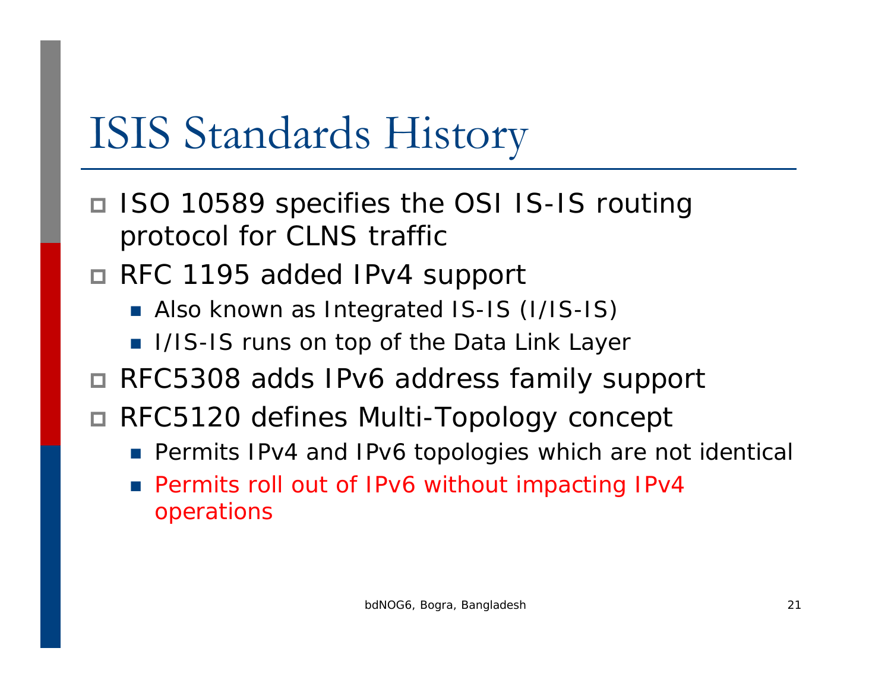# ISIS Standards History

- ISO 10589 specifies the OSI IS-IS routing protocol for CLNS traffic
- RFC 1195 added IPv4 support
  - Also known as Integrated IS-IS (I/IS-IS)
  - I/IS-IS runs on top of the Data Link Layer
- RFC5308 adds IPv6 address family support
- RFC5120 defines Multi-Topology concept
  - Permits IPv4 and IPv6 topologies which are not identical
  - Permits roll out of IPv6 without impacting IPv4 operations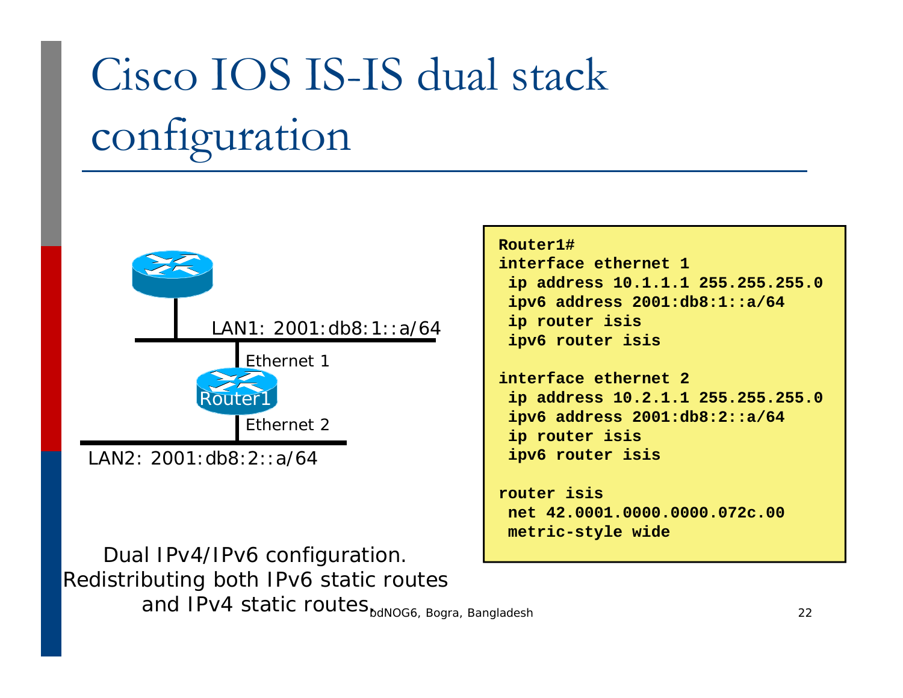# Cisco IOS IS-IS dual stack configuration

LAN1: 2001:db8:1::a/64

Ethernet 1

Router1

Ethernet 2

LAN2: 2001:db8:2::a/64

```
Router1#
interface ethernet 1
 ip address 10.1.1.1 255.255.255.0
 ipv6 address 2001:db8:1::a/64
 ip router isis
 ipv6 router isis

interface ethernet 2
 ip address 10.2.1.1 255.255.255.0
 ipv6 address 2001:db8:2::a/64
 ip router isis
 ipv6 router isis

router isis
 net 42.0001.0000.0000.072c.00
 metric-style wide
```

Dual IPv4/IPv6 configuration.
Redistributing both IPv6 static routes and IPv4 static routes.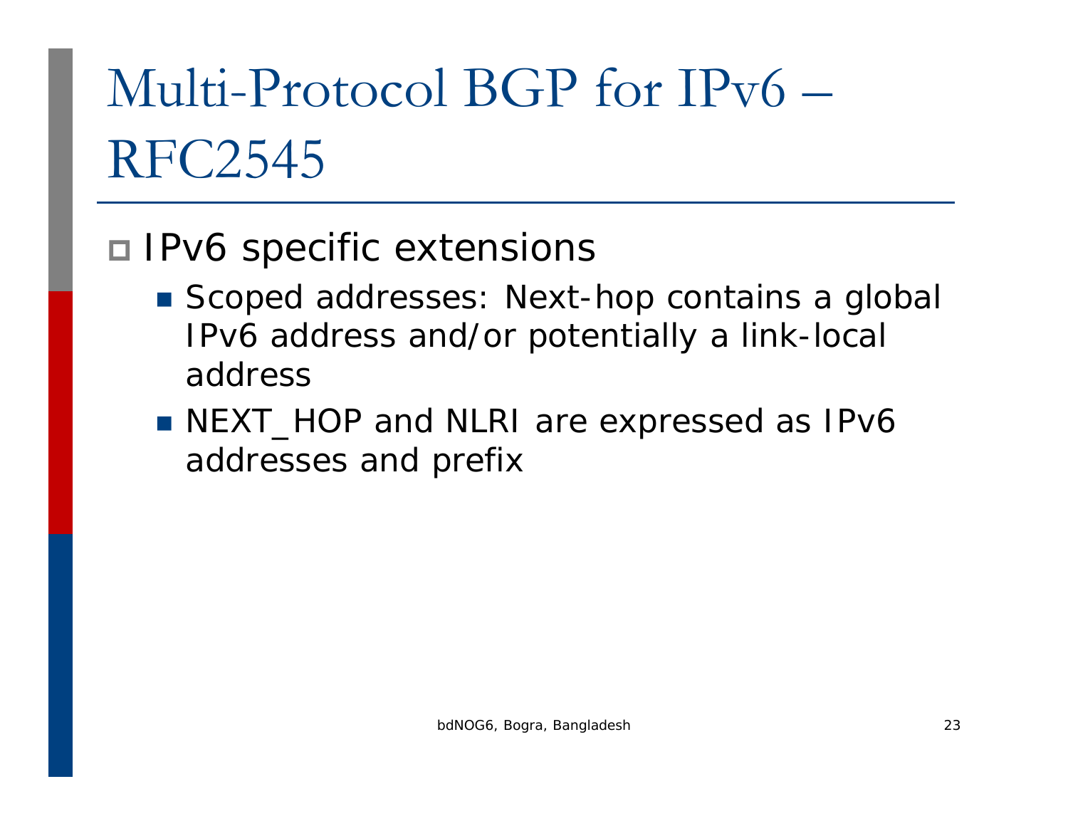# Multi-Protocol BGP for IPv6 – RFC2545

- IPv6 specific extensions
  - Scoped addresses: Next-hop contains a global IPv6 address and/or potentially a link-local address
  - NEXT_HOP and NLRI are expressed as IPv6 addresses and prefix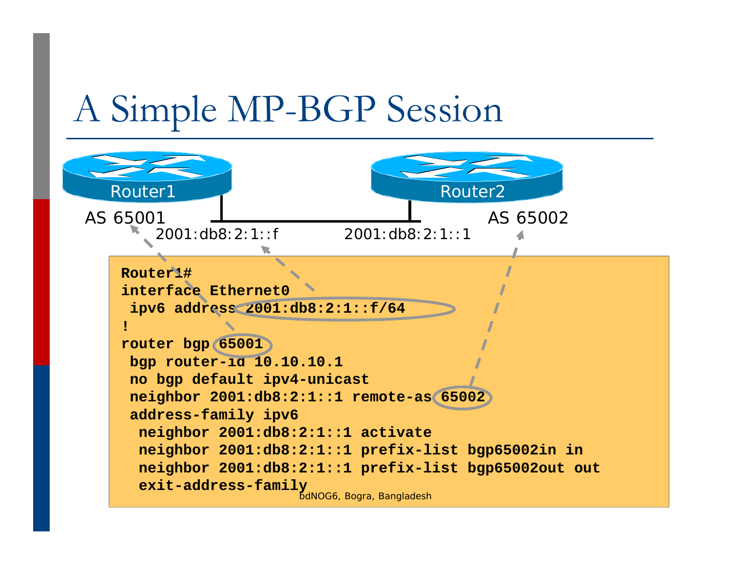# A Simple MP-BGP Session

Router1 — AS 65001 — 2001:db8:2:1::f

Router2 — AS 65002 — 2001:db8:2:1::1

```
Router1#
interface Ethernet0
 ipv6 address 2001:db8:2:1::f/64
!
router bgp 65001
 bgp router-id 10.10.10.1
 no bgp default ipv4-unicast
 neighbor 2001:db8:2:1::1 remote-as 65002
 address-family ipv6
  neighbor 2001:db8:2:1::1 activate
  neighbor 2001:db8:2:1::1 prefix-list bgp65002in in
  neighbor 2001:db8:2:1::1 prefix-list bgp65002out out
  exit-address-family
```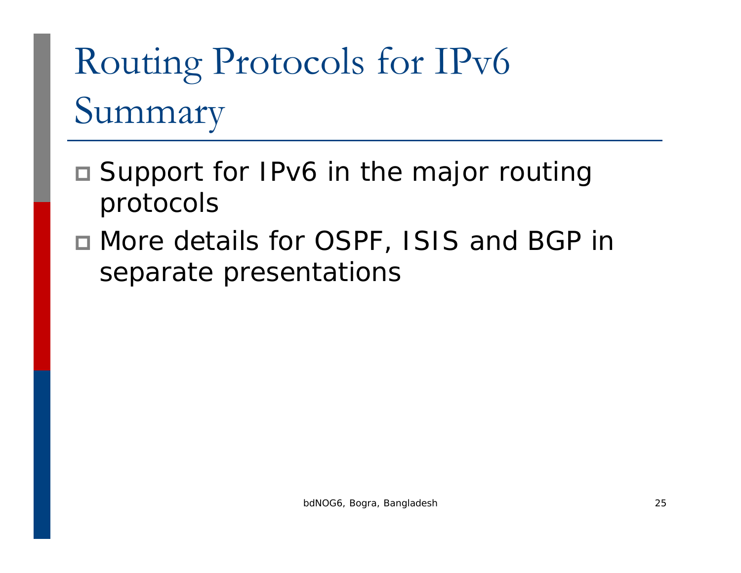# Routing Protocols for IPv6 Summary

- Support for IPv6 in the major routing protocols
- More details for OSPF, ISIS and BGP in separate presentations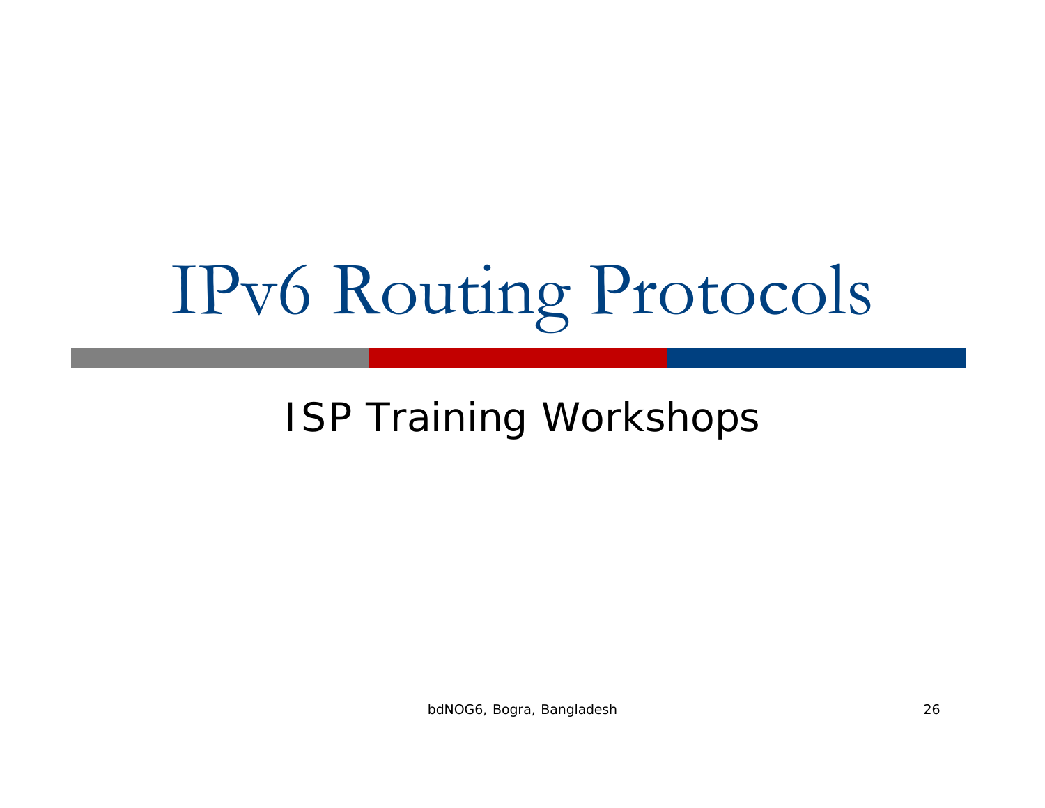# IPv6 Routing Protocols

ISP Training Workshops